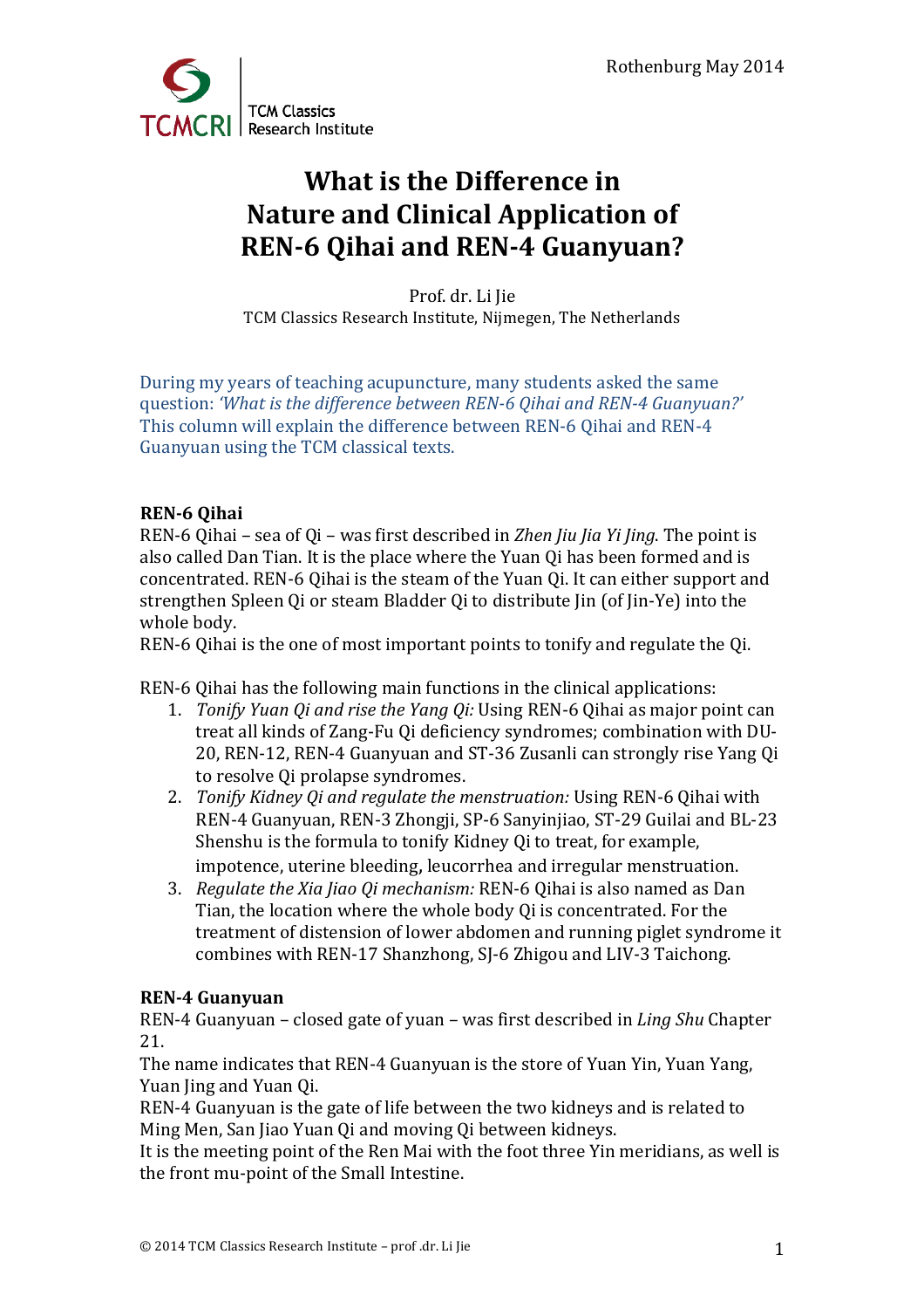TCMCRI | TCM Classics Research Institute

Rothenburg May 2014

# What is the Difference in Nature and Clinical Application of REN-6 Qihai and REN-4 Guanyuan?

Prof. dr. Li Jie
TCM Classics Research Institute, Nijmegen, The Netherlands

During my years of teaching acupuncture, many students asked the same question: *'What is the difference between REN-6 Qihai and REN-4 Guanyuan?'* This column will explain the difference between REN-6 Qihai and REN-4 Guanyuan using the TCM classical texts.

**REN-6 Qihai**

REN-6 Qihai – sea of Qi – was first described in *Zhen Jiu Jia Yi Jing.* The point is also called Dan Tian. It is the place where the Yuan Qi has been formed and is concentrated. REN-6 Qihai is the steam of the Yuan Qi. It can either support and strengthen Spleen Qi or steam Bladder Qi to distribute Jin (of Jin-Ye) into the whole body.

REN-6 Qihai is the one of most important points to tonify and regulate the Qi.

REN-6 Qihai has the following main functions in the clinical applications:

1. *Tonify Yuan Qi and rise the Yang Qi:* Using REN-6 Qihai as major point can treat all kinds of Zang-Fu Qi deficiency syndromes; combination with DU-20, REN-12, REN-4 Guanyuan and ST-36 Zusanli can strongly rise Yang Qi to resolve Qi prolapse syndromes.
2. *Tonify Kidney Qi and regulate the menstruation:* Using REN-6 Qihai with REN-4 Guanyuan, REN-3 Zhongji, SP-6 Sanyinjiao, ST-29 Guilai and BL-23 Shenshu is the formula to tonify Kidney Qi to treat, for example, impotence, uterine bleeding**,** leucorrhea and irregular menstruation.
3. *Regulate the Xia Jiao Qi mechanism:* REN-6 Qihai is also named as Dan Tian, the location where the whole body Qi is concentrated. For the treatment of distension of lower abdomen and running piglet syndrome it combines with REN-17 Shanzhong, SJ-6 Zhigou and LIV-3 Taichong.

**REN-4 Guanyuan**

REN-4 Guanyuan – closed gate of yuan – was first described in *Ling Shu* Chapter 21.

The name indicates that REN-4 Guanyuan is the store of Yuan Yin, Yuan Yang, Yuan Jing and Yuan Qi.

REN-4 Guanyuan is the gate of life between the two kidneys and is related to Ming Men, San Jiao Yuan Qi and moving Qi between kidneys.

It is the meeting point of the Ren Mai with the foot three Yin meridians, as well is the front mu-point of the Small Intestine.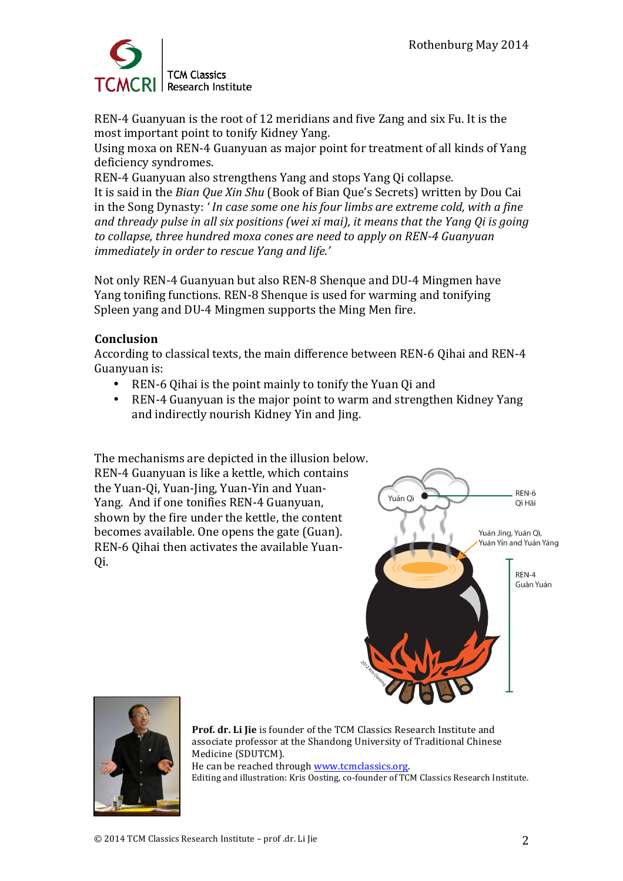REN-4 Guanyuan is the root of 12 meridians and five Zang and six Fu. It is the most important point to tonify Kidney Yang.
Using moxa on REN-4 Guanyuan as major point for treatment of all kinds of Yang deficiency syndromes.
REN-4 Guanyuan also strengthens Yang and stops Yang Qi collapse.
It is said in the *Bian Que Xin Shu* (Book of Bian Que's Secrets) written by Dou Cai in the Song Dynasty: '*In case some one his four limbs are extreme cold, with a fine and thready pulse in all six positions (wei xi mai), it means that the Yang Qi is going to collapse, three hundred moxa cones are need to apply on REN-4 Guanyuan immediately in order to rescue Yang and life.*'

Not only REN-4 Guanyuan but also REN-8 Shenque and DU-4 Mingmen have Yang tonifing functions. REN-8 Shenque is used for warming and tonifying Spleen yang and DU-4 Mingmen supports the Ming Men fire.

**Conclusion**
According to classical texts, the main difference between REN-6 Qihai and REN-4 Guanyuan is:

- REN-6 Qihai is the point mainly to tonify the Yuan Qi and
- REN-4 Guanyuan is the major point to warm and strengthen Kidney Yang and indirectly nourish Kidney Yin and Jing.

The mechanisms are depicted in the illusion below.
REN-4 Guanyuan is like a kettle, which contains the Yuan-Qi, Yuan-Jing, Yuan-Yin and Yuan-Yang. And if one tonifies REN-4 Guanyuan, shown by the fire under the kettle, the content becomes available. One opens the gate (Guan). REN-6 Qihai then activates the available Yuan-Qi.

Yuán Qì
REN-6
Qì Hǎi
Yuán Jīng, Yuán Qì,
Yuán Yīn and Yuán Yáng
REN-4
Guān Yuán
2012 Kris Oosting

**Prof. dr. Li Jie** is founder of the TCM Classics Research Institute and associate professor at the Shandong University of Traditional Chinese Medicine (SDUTCM).
He can be reached through www.tcmclassics.org.
Editing and illustration: Kris Oosting, co-founder of TCM Classics Research Institute.

© 2014 TCM Classics Research Institute – prof .dr. Li Jie